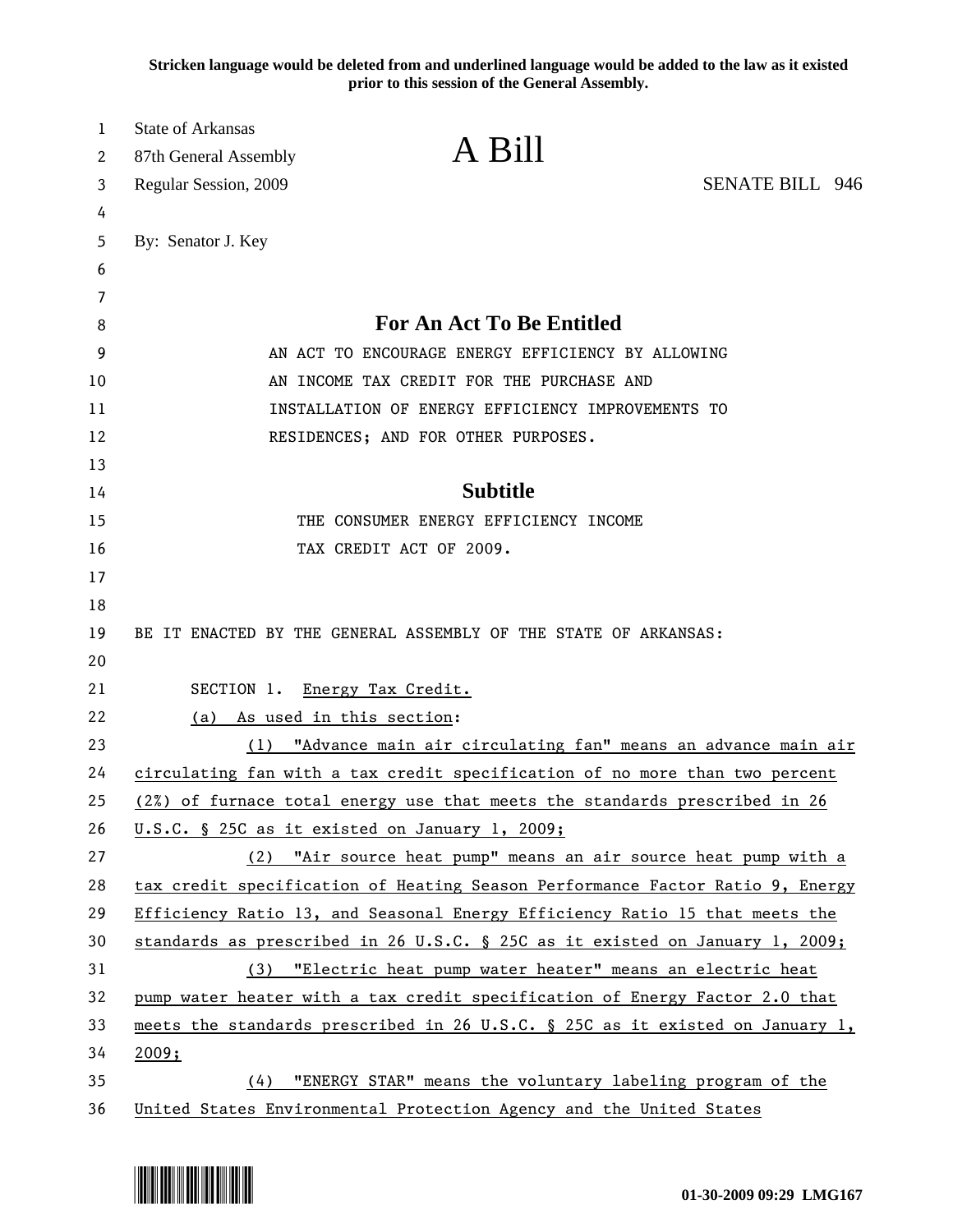**Stricken language would be deleted from and underlined language would be added to the law as it existed prior to this session of the General Assembly.**

State of Arkansas
87th General Assembly
Regular Session, 2009

# A Bill

SENATE BILL 946

By: Senator J. Key

## For An Act To Be Entitled

AN ACT TO ENCOURAGE ENERGY EFFICIENCY BY ALLOWING AN INCOME TAX CREDIT FOR THE PURCHASE AND INSTALLATION OF ENERGY EFFICIENCY IMPROVEMENTS TO RESIDENCES; AND FOR OTHER PURPOSES.

## Subtitle

THE CONSUMER ENERGY EFFICIENCY INCOME TAX CREDIT ACT OF 2009.

BE IT ENACTED BY THE GENERAL ASSEMBLY OF THE STATE OF ARKANSAS:

SECTION 1. Energy Tax Credit.

(a) As used in this section:

(1) "Advance main air circulating fan" means an advance main air circulating fan with a tax credit specification of no more than two percent (2%) of furnace total energy use that meets the standards prescribed in 26 U.S.C. § 25C as it existed on January 1, 2009;

(2) "Air source heat pump" means an air source heat pump with a tax credit specification of Heating Season Performance Factor Ratio 9, Energy Efficiency Ratio 13, and Seasonal Energy Efficiency Ratio 15 that meets the standards as prescribed in 26 U.S.C. § 25C as it existed on January 1, 2009;

(3) "Electric heat pump water heater" means an electric heat pump water heater with a tax credit specification of Energy Factor 2.0 that meets the standards prescribed in 26 U.S.C. § 25C as it existed on January 1, 2009;

(4) "ENERGY STAR" means the voluntary labeling program of the United States Environmental Protection Agency and the United States

01-30-2009 09:29 LMG167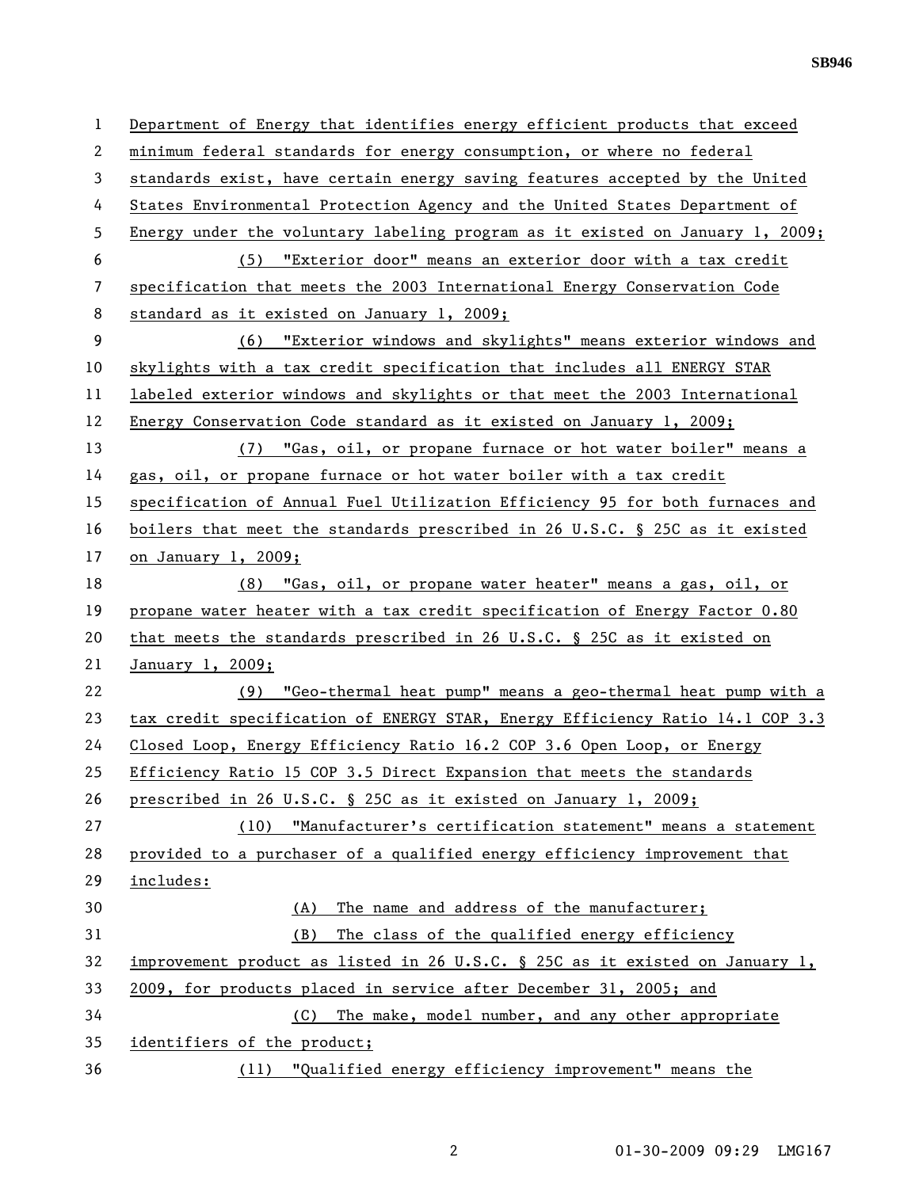Department of Energy that identifies energy efficient products that exceed minimum federal standards for energy consumption, or where no federal standards exist, have certain energy saving features accepted by the United States Environmental Protection Agency and the United States Department of Energy under the voluntary labeling program as it existed on January 1, 2009;

(5) "Exterior door" means an exterior door with a tax credit specification that meets the 2003 International Energy Conservation Code standard as it existed on January 1, 2009;

(6) "Exterior windows and skylights" means exterior windows and skylights with a tax credit specification that includes all ENERGY STAR labeled exterior windows and skylights or that meet the 2003 International Energy Conservation Code standard as it existed on January 1, 2009;

(7) "Gas, oil, or propane furnace or hot water boiler" means a gas, oil, or propane furnace or hot water boiler with a tax credit specification of Annual Fuel Utilization Efficiency 95 for both furnaces and boilers that meet the standards prescribed in 26 U.S.C. § 25C as it existed on January 1, 2009;

(8) "Gas, oil, or propane water heater" means a gas, oil, or propane water heater with a tax credit specification of Energy Factor 0.80 that meets the standards prescribed in 26 U.S.C. § 25C as it existed on January 1, 2009;

(9) "Geo-thermal heat pump" means a geo-thermal heat pump with a tax credit specification of ENERGY STAR, Energy Efficiency Ratio 14.1 COP 3.3 Closed Loop, Energy Efficiency Ratio 16.2 COP 3.6 Open Loop, or Energy Efficiency Ratio 15 COP 3.5 Direct Expansion that meets the standards prescribed in 26 U.S.C. § 25C as it existed on January 1, 2009;

(10) "Manufacturer's certification statement" means a statement provided to a purchaser of a qualified energy efficiency improvement that includes:

(A) The name and address of the manufacturer;

(B) The class of the qualified energy efficiency improvement product as listed in 26 U.S.C. § 25C as it existed on January 1, 2009, for products placed in service after December 31, 2005; and

(C) The make, model number, and any other appropriate identifiers of the product;

(11) "Qualified energy efficiency improvement" means the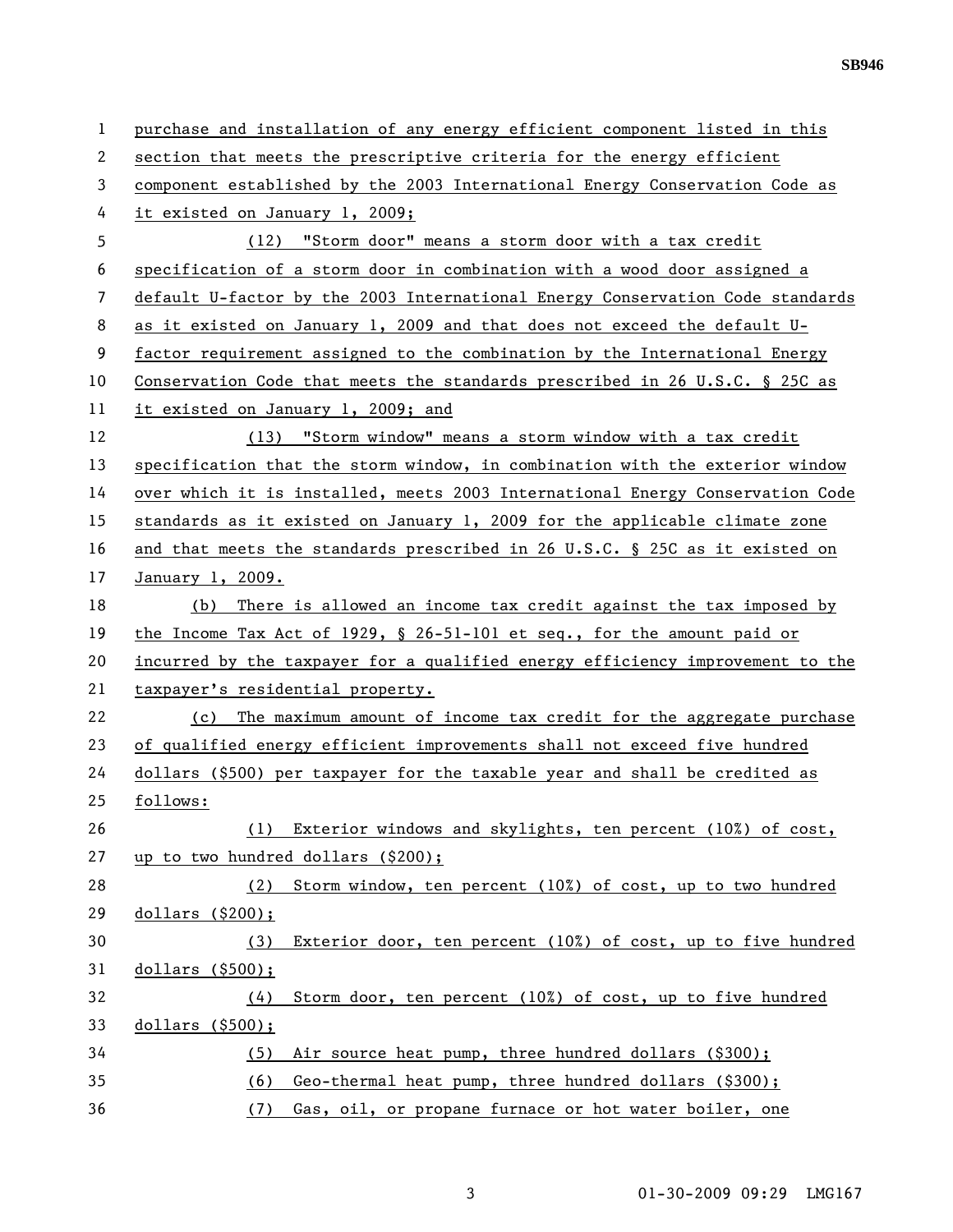purchase and installation of any energy efficient component listed in this section that meets the prescriptive criteria for the energy efficient component established by the 2003 International Energy Conservation Code as it existed on January 1, 2009;

(12) "Storm door" means a storm door with a tax credit specification of a storm door in combination with a wood door assigned a default U-factor by the 2003 International Energy Conservation Code standards as it existed on January 1, 2009 and that does not exceed the default U-factor requirement assigned to the combination by the International Energy Conservation Code that meets the standards prescribed in 26 U.S.C. § 25C as it existed on January 1, 2009; and

(13) "Storm window" means a storm window with a tax credit specification that the storm window, in combination with the exterior window over which it is installed, meets 2003 International Energy Conservation Code standards as it existed on January 1, 2009 for the applicable climate zone and that meets the standards prescribed in 26 U.S.C. § 25C as it existed on January 1, 2009.

(b) There is allowed an income tax credit against the tax imposed by the Income Tax Act of 1929, § 26-51-101 et seq., for the amount paid or incurred by the taxpayer for a qualified energy efficiency improvement to the taxpayer's residential property.

(c) The maximum amount of income tax credit for the aggregate purchase of qualified energy efficient improvements shall not exceed five hundred dollars ($500) per taxpayer for the taxable year and shall be credited as follows:

(1) Exterior windows and skylights, ten percent (10%) of cost, up to two hundred dollars ($200);

(2) Storm window, ten percent (10%) of cost, up to two hundred dollars ($200);

(3) Exterior door, ten percent (10%) of cost, up to five hundred dollars ($500);

(4) Storm door, ten percent (10%) of cost, up to five hundred dollars ($500);

(5) Air source heat pump, three hundred dollars ($300);

(6) Geo-thermal heat pump, three hundred dollars ($300);

(7) Gas, oil, or propane furnace or hot water boiler, one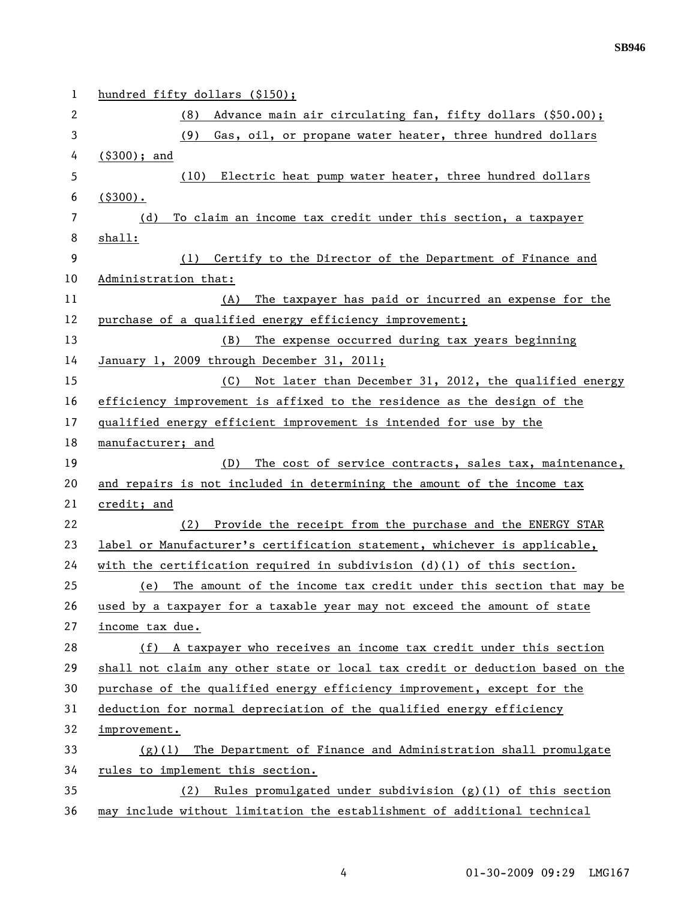hundred fifty dollars ($150);

(8) Advance main air circulating fan, fifty dollars ($50.00);

(9) Gas, oil, or propane water heater, three hundred dollars ($300); and

(10) Electric heat pump water heater, three hundred dollars ($300).

(d) To claim an income tax credit under this section, a taxpayer shall:

(1) Certify to the Director of the Department of Finance and Administration that:

(A) The taxpayer has paid or incurred an expense for the purchase of a qualified energy efficiency improvement;

(B) The expense occurred during tax years beginning January 1, 2009 through December 31, 2011;

(C) Not later than December 31, 2012, the qualified energy efficiency improvement is affixed to the residence as the design of the qualified energy efficient improvement is intended for use by the manufacturer; and

(D) The cost of service contracts, sales tax, maintenance, and repairs is not included in determining the amount of the income tax credit; and

(2) Provide the receipt from the purchase and the ENERGY STAR label or Manufacturer's certification statement, whichever is applicable, with the certification required in subdivision (d)(1) of this section.

(e) The amount of the income tax credit under this section that may be used by a taxpayer for a taxable year may not exceed the amount of state income tax due.

(f) A taxpayer who receives an income tax credit under this section shall not claim any other state or local tax credit or deduction based on the purchase of the qualified energy efficiency improvement, except for the deduction for normal depreciation of the qualified energy efficiency improvement.

(g)(1) The Department of Finance and Administration shall promulgate rules to implement this section.

(2) Rules promulgated under subdivision (g)(1) of this section may include without limitation the establishment of additional technical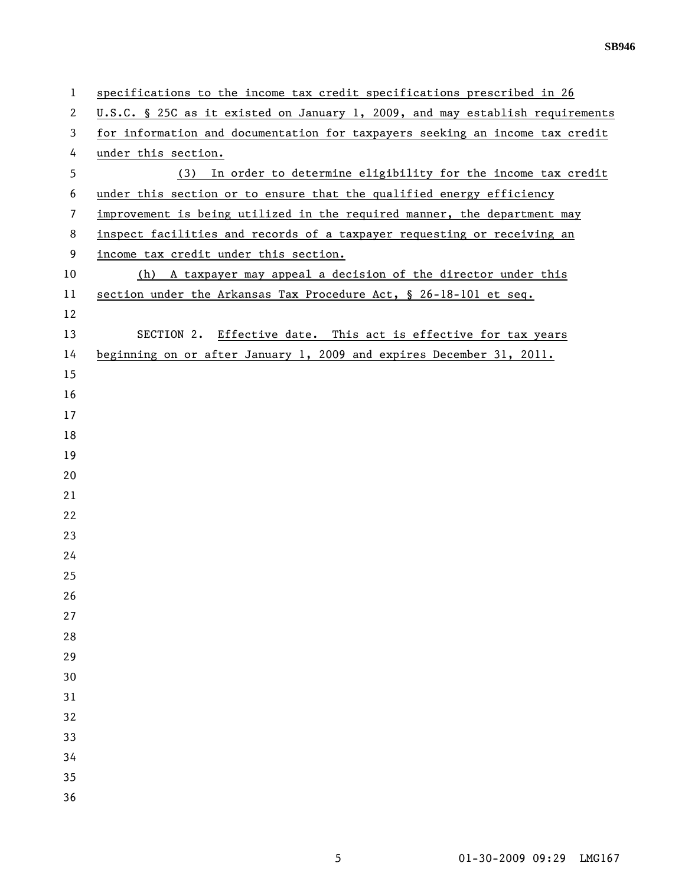specifications to the income tax credit specifications prescribed in 26 U.S.C. § 25C as it existed on January 1, 2009, and may establish requirements for information and documentation for taxpayers seeking an income tax credit under this section.

(3) In order to determine eligibility for the income tax credit under this section or to ensure that the qualified energy efficiency improvement is being utilized in the required manner, the department may inspect facilities and records of a taxpayer requesting or receiving an income tax credit under this section.

(h) A taxpayer may appeal a decision of the director under this section under the Arkansas Tax Procedure Act, § 26-18-101 et seq.

SECTION 2. Effective date. This act is effective for tax years beginning on or after January 1, 2009 and expires December 31, 2011.